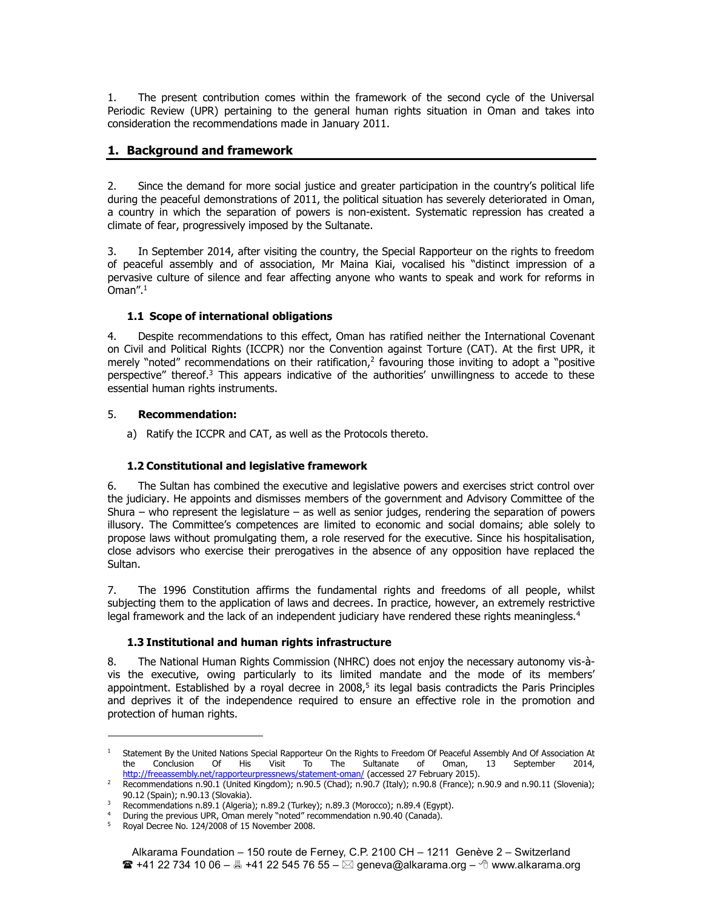1. The present contribution comes within the framework of the second cycle of the Universal Periodic Review (UPR) pertaining to the general human rights situation in Oman and takes into consideration the recommendations made in January 2011.

## 1. Background and framework

2. Since the demand for more social justice and greater participation in the country's political life during the peaceful demonstrations of 2011, the political situation has severely deteriorated in Oman, a country in which the separation of powers is non-existent. Systematic repression has created a climate of fear, progressively imposed by the Sultanate.

3. In September 2014, after visiting the country, the Special Rapporteur on the rights to freedom of peaceful assembly and of association, Mr Maina Kiai, vocalised his "distinct impression of a pervasive culture of silence and fear affecting anyone who wants to speak and work for reforms in Oman".[1]

### 1.1 Scope of international obligations

4. Despite recommendations to this effect, Oman has ratified neither the International Covenant on Civil and Political Rights (ICCPR) nor the Convention against Torture (CAT). At the first UPR, it merely "noted" recommendations on their ratification,[2] favouring those inviting to adopt a "positive perspective" thereof.[3] This appears indicative of the authorities' unwillingness to accede to these essential human rights instruments.

5. **Recommendation:**

a) Ratify the ICCPR and CAT, as well as the Protocols thereto.

### 1.2 Constitutional and legislative framework

6. The Sultan has combined the executive and legislative powers and exercises strict control over the judiciary. He appoints and dismisses members of the government and Advisory Committee of the Shura – who represent the legislature – as well as senior judges, rendering the separation of powers illusory. The Committee's competences are limited to economic and social domains; able solely to propose laws without promulgating them, a role reserved for the executive. Since his hospitalisation, close advisors who exercise their prerogatives in the absence of any opposition have replaced the Sultan.

7. The 1996 Constitution affirms the fundamental rights and freedoms of all people, whilst subjecting them to the application of laws and decrees. In practice, however, an extremely restrictive legal framework and the lack of an independent judiciary have rendered these rights meaningless.[4]

### 1.3 Institutional and human rights infrastructure

8. The National Human Rights Commission (NHRC) does not enjoy the necessary autonomy vis-à-vis the executive, owing particularly to its limited mandate and the mode of its members' appointment. Established by a royal decree in 2008,[5] its legal basis contradicts the Paris Principles and deprives it of the independence required to ensure an effective role in the promotion and protection of human rights.

---

[1] Statement By the United Nations Special Rapporteur On the Rights to Freedom Of Peaceful Assembly And Of Association At the Conclusion Of His Visit To The Sultanate of Oman, 13 September 2014, http://freeassembly.net/rapporteurpressnews/statement-oman/ (accessed 27 February 2015).

[2] Recommendations n.90.1 (United Kingdom); n.90.5 (Chad); n.90.7 (Italy); n.90.8 (France); n.90.9 and n.90.11 (Slovenia); 90.12 (Spain); n.90.13 (Slovakia).

[3] Recommendations n.89.1 (Algeria); n.89.2 (Turkey); n.89.3 (Morocco); n.89.4 (Egypt).

[4] During the previous UPR, Oman merely "noted" recommendation n.90.40 (Canada).

[5] Royal Decree No. 124/2008 of 15 November 2008.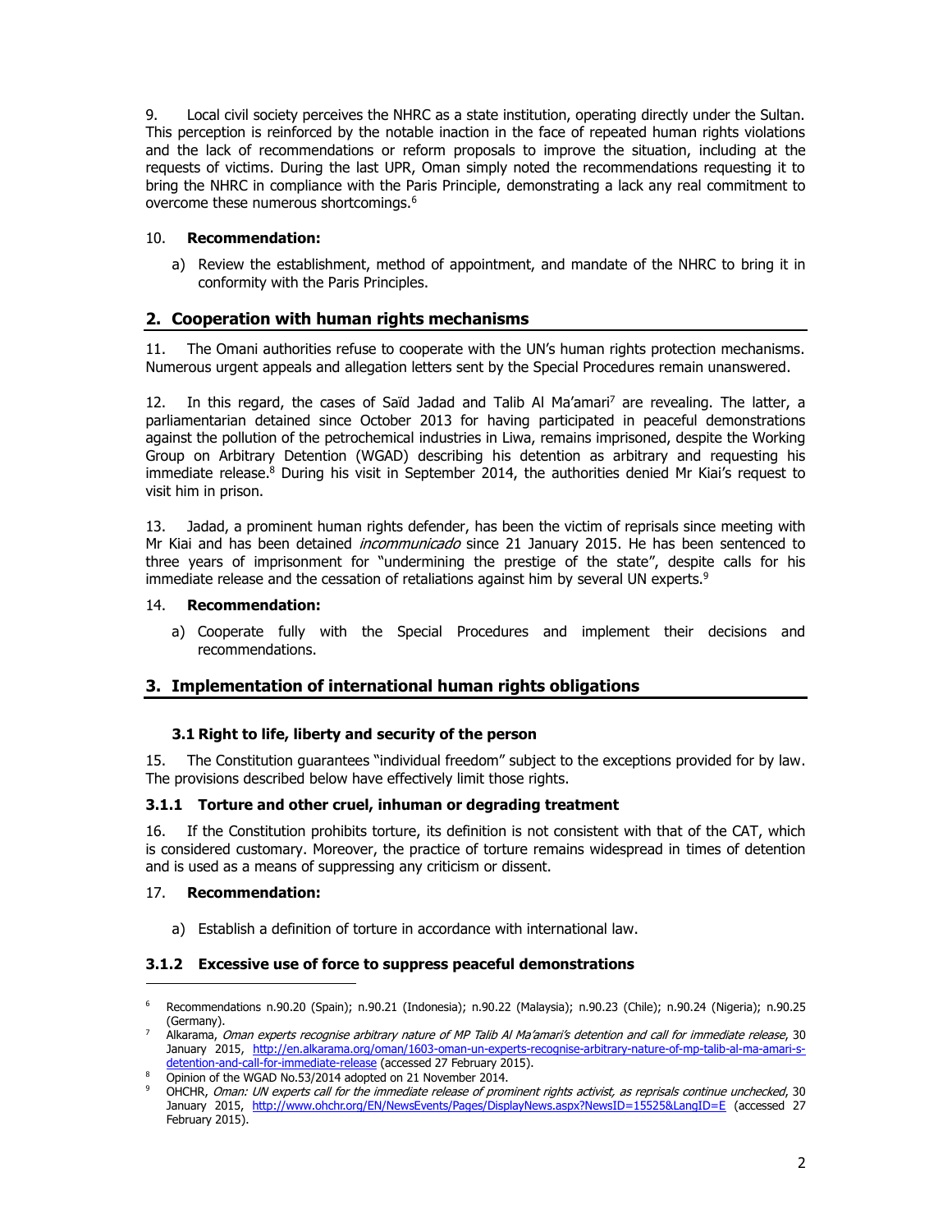9. Local civil society perceives the NHRC as a state institution, operating directly under the Sultan. This perception is reinforced by the notable inaction in the face of repeated human rights violations and the lack of recommendations or reform proposals to improve the situation, including at the requests of victims. During the last UPR, Oman simply noted the recommendations requesting it to bring the NHRC in compliance with the Paris Principle, demonstrating a lack any real commitment to overcome these numerous shortcomings.[6]

10. **Recommendation:**

a) Review the establishment, method of appointment, and mandate of the NHRC to bring it in conformity with the Paris Principles.

## 2. Cooperation with human rights mechanisms

11. The Omani authorities refuse to cooperate with the UN's human rights protection mechanisms. Numerous urgent appeals and allegation letters sent by the Special Procedures remain unanswered.

12. In this regard, the cases of Saïd Jadad and Talib Al Ma'amari[7] are revealing. The latter, a parliamentarian detained since October 2013 for having participated in peaceful demonstrations against the pollution of the petrochemical industries in Liwa, remains imprisoned, despite the Working Group on Arbitrary Detention (WGAD) describing his detention as arbitrary and requesting his immediate release.[8] During his visit in September 2014, the authorities denied Mr Kiai's request to visit him in prison.

13. Jadad, a prominent human rights defender, has been the victim of reprisals since meeting with Mr Kiai and has been detained *incommunicado* since 21 January 2015. He has been sentenced to three years of imprisonment for "undermining the prestige of the state", despite calls for his immediate release and the cessation of retaliations against him by several UN experts.[9]

14. **Recommendation:**

a) Cooperate fully with the Special Procedures and implement their decisions and recommendations.

## 3. Implementation of international human rights obligations

### 3.1 Right to life, liberty and security of the person

15. The Constitution guarantees "individual freedom" subject to the exceptions provided for by law. The provisions described below have effectively limit those rights.

#### 3.1.1 Torture and other cruel, inhuman or degrading treatment

16. If the Constitution prohibits torture, its definition is not consistent with that of the CAT, which is considered customary. Moreover, the practice of torture remains widespread in times of detention and is used as a means of suppressing any criticism or dissent.

17. **Recommendation:**

a) Establish a definition of torture in accordance with international law.

#### 3.1.2 Excessive use of force to suppress peaceful demonstrations

---

[6] Recommendations n.90.20 (Spain); n.90.21 (Indonesia); n.90.22 (Malaysia); n.90.23 (Chile); n.90.24 (Nigeria); n.90.25 (Germany).

[7] Alkarama, *Oman experts recognise arbitrary nature of MP Talib Al Ma'amari's detention and call for immediate release*, 30 January 2015, http://en.alkarama.org/oman/1603-oman-un-experts-recognise-arbitrary-nature-of-mp-talib-al-ma-amari-s-detention-and-call-for-immediate-release (accessed 27 February 2015).

[8] Opinion of the WGAD No.53/2014 adopted on 21 November 2014.

[9] OHCHR, *Oman: UN experts call for the immediate release of prominent rights activist, as reprisals continue unchecked*, 30 January 2015, http://www.ohchr.org/EN/NewsEvents/Pages/DisplayNews.aspx?NewsID=15525&LangID=E (accessed 27 February 2015).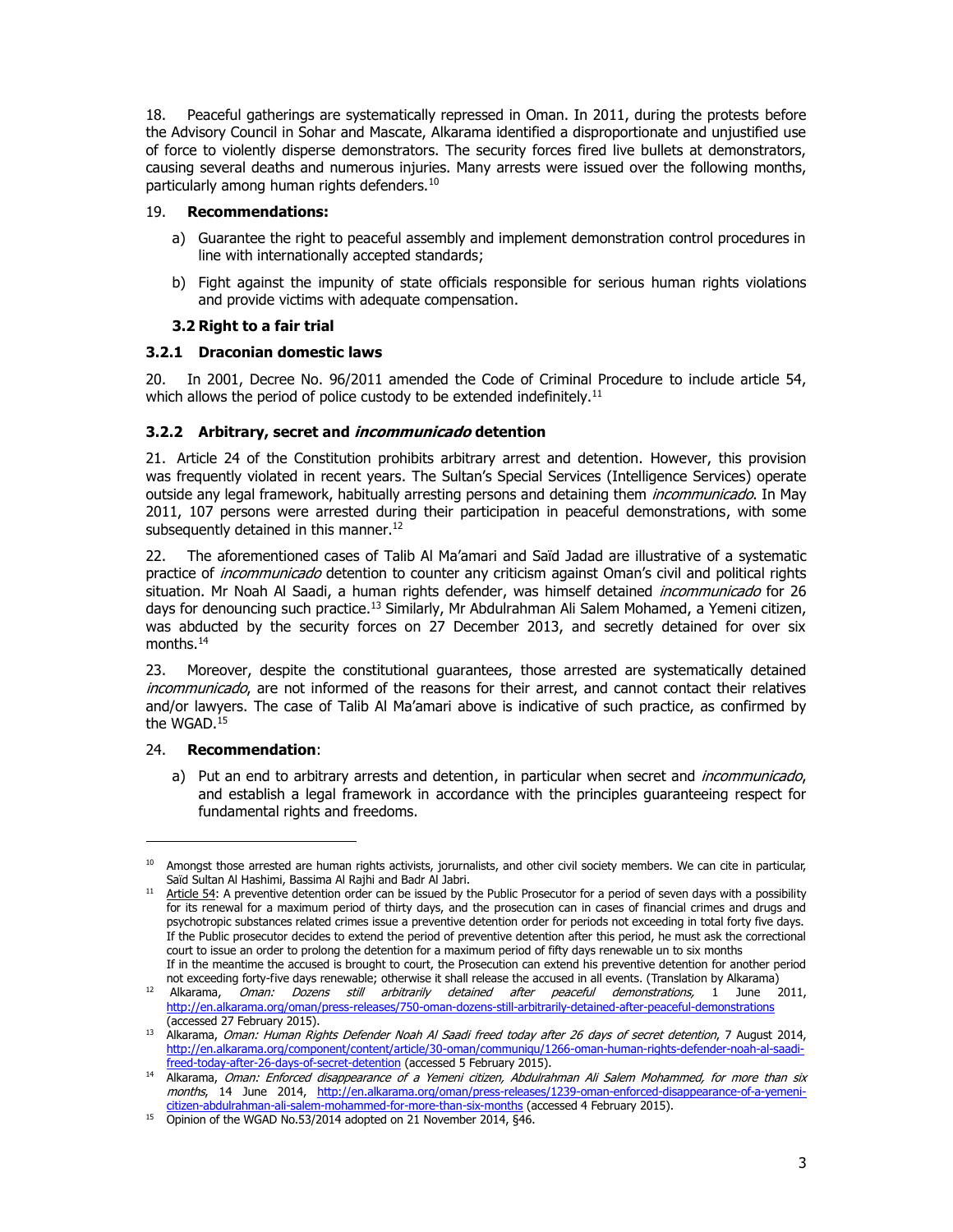18. Peaceful gatherings are systematically repressed in Oman. In 2011, during the protests before the Advisory Council in Sohar and Mascate, Alkarama identified a disproportionate and unjustified use of force to violently disperse demonstrators. The security forces fired live bullets at demonstrators, causing several deaths and numerous injuries. Many arrests were issued over the following months, particularly among human rights defenders.[10]

19. **Recommendations:**

a) Guarantee the right to peaceful assembly and implement demonstration control procedures in line with internationally accepted standards;

b) Fight against the impunity of state officials responsible for serious human rights violations and provide victims with adequate compensation.

### 3.2 Right to a fair trial

#### 3.2.1 Draconian domestic laws

20. In 2001, Decree No. 96/2011 amended the Code of Criminal Procedure to include article 54, which allows the period of police custody to be extended indefinitely.[11]

#### 3.2.2 Arbitrary, secret and *incommunicado* detention

21. Article 24 of the Constitution prohibits arbitrary arrest and detention. However, this provision was frequently violated in recent years. The Sultan's Special Services (Intelligence Services) operate outside any legal framework, habitually arresting persons and detaining them *incommunicado*. In May 2011, 107 persons were arrested during their participation in peaceful demonstrations, with some subsequently detained in this manner.[12]

22. The aforementioned cases of Talib Al Ma'amari and Saïd Jadad are illustrative of a systematic practice of *incommunicado* detention to counter any criticism against Oman's civil and political rights situation. Mr Noah Al Saadi, a human rights defender, was himself detained *incommunicado* for 26 days for denouncing such practice.[13] Similarly, Mr Abdulrahman Ali Salem Mohamed, a Yemeni citizen, was abducted by the security forces on 27 December 2013, and secretly detained for over six months.[14]

23. Moreover, despite the constitutional guarantees, those arrested are systematically detained *incommunicado*, are not informed of the reasons for their arrest, and cannot contact their relatives and/or lawyers. The case of Talib Al Ma'amari above is indicative of such practice, as confirmed by the WGAD.[15]

24. **Recommendation**:

a) Put an end to arbitrary arrests and detention, in particular when secret and *incommunicado*, and establish a legal framework in accordance with the principles guaranteeing respect for fundamental rights and freedoms.

---

[10] Amongst those arrested are human rights activists, jorurnalists, and other civil society members. We can cite in particular, Saïd Sultan Al Hashimi, Bassima Al Rajhi and Badr Al Jabri.

[11] Article 54: A preventive detention order can be issued by the Public Prosecutor for a period of seven days with a possibility for its renewal for a maximum period of thirty days, and the prosecution can in cases of financial crimes and drugs and psychotropic substances related crimes issue a preventive detention order for periods not exceeding in total forty five days. If the Public prosecutor decides to extend the period of preventive detention after this period, he must ask the correctional court to issue an order to prolong the detention for a maximum period of fifty days renewable un to six months
If in the meantime the accused is brought to court, the Prosecution can extend his preventive detention for another period not exceeding forty-five days renewable; otherwise it shall release the accused in all events. (Translation by Alkarama)

[12] Alkarama, *Oman: Dozens still arbitrarily detained after peaceful demonstrations,* 1 June 2011, http://en.alkarama.org/oman/press-releases/750-oman-dozens-still-arbitrarily-detained-after-peaceful-demonstrations (accessed 27 February 2015).

[13] Alkarama, *Oman: Human Rights Defender Noah Al Saadi freed today after 26 days of secret detention*, 7 August 2014, http://en.alkarama.org/component/content/article/30-oman/communiqu/1266-oman-human-rights-defender-noah-al-saadi-freed-today-after-26-days-of-secret-detention (accessed 5 February 2015).

[14] Alkarama, *Oman: Enforced disappearance of a Yemeni citizen, Abdulrahman Ali Salem Mohammed, for more than six months*, 14 June 2014, http://en.alkarama.org/oman/press-releases/1239-oman-enforced-disappearance-of-a-yemeni-citizen-abdulrahman-ali-salem-mohammed-for-more-than-six-months (accessed 4 February 2015).

[15] Opinion of the WGAD No.53/2014 adopted on 21 November 2014, §46.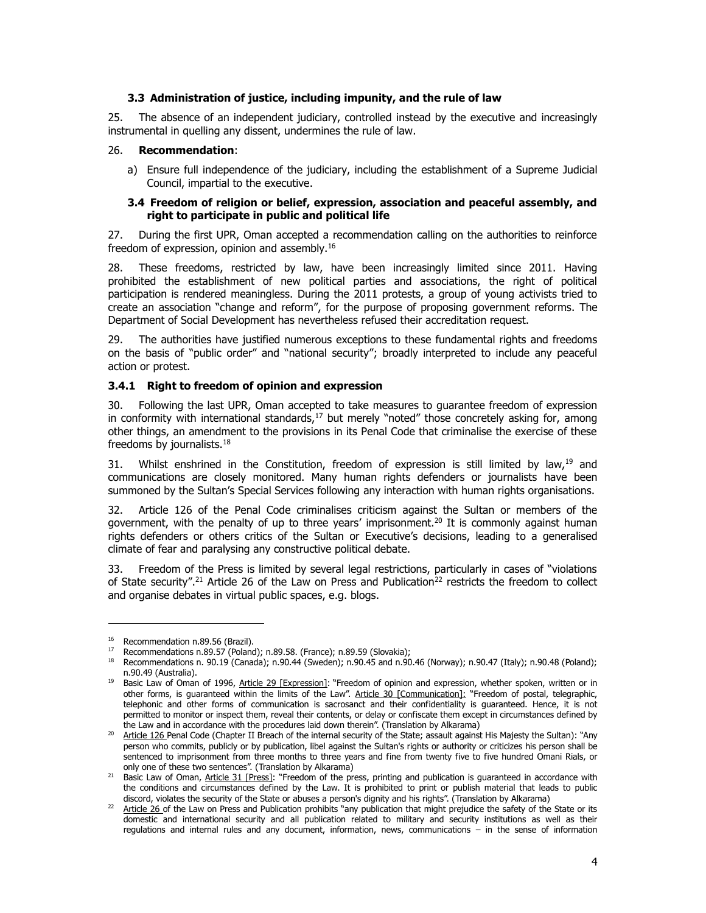### 3.3 Administration of justice, including impunity, and the rule of law

25. The absence of an independent judiciary, controlled instead by the executive and increasingly instrumental in quelling any dissent, undermines the rule of law.

26. **Recommendation**:

a) Ensure full independence of the judiciary, including the establishment of a Supreme Judicial Council, impartial to the executive.

### 3.4 Freedom of religion or belief, expression, association and peaceful assembly, and right to participate in public and political life

27. During the first UPR, Oman accepted a recommendation calling on the authorities to reinforce freedom of expression, opinion and assembly.[16]

28. These freedoms, restricted by law, have been increasingly limited since 2011. Having prohibited the establishment of new political parties and associations, the right of political participation is rendered meaningless. During the 2011 protests, a group of young activists tried to create an association "change and reform", for the purpose of proposing government reforms. The Department of Social Development has nevertheless refused their accreditation request.

29. The authorities have justified numerous exceptions to these fundamental rights and freedoms on the basis of "public order" and "national security"; broadly interpreted to include any peaceful action or protest.

#### 3.4.1 Right to freedom of opinion and expression

30. Following the last UPR, Oman accepted to take measures to guarantee freedom of expression in conformity with international standards,[17] but merely "noted" those concretely asking for, among other things, an amendment to the provisions in its Penal Code that criminalise the exercise of these freedoms by journalists.[18]

31. Whilst enshrined in the Constitution, freedom of expression is still limited by law,[19] and communications are closely monitored. Many human rights defenders or journalists have been summoned by the Sultan's Special Services following any interaction with human rights organisations.

32. Article 126 of the Penal Code criminalises criticism against the Sultan or members of the government, with the penalty of up to three years' imprisonment.[20] It is commonly against human rights defenders or others critics of the Sultan or Executive's decisions, leading to a generalised climate of fear and paralysing any constructive political debate.

33. Freedom of the Press is limited by several legal restrictions, particularly in cases of "violations of State security".[21] Article 26 of the Law on Press and Publication[22] restricts the freedom to collect and organise debates in virtual public spaces, e.g. blogs.

---

[16] Recommendation n.89.56 (Brazil).

[17] Recommendations n.89.57 (Poland); n.89.58. (France); n.89.59 (Slovakia);

[18] Recommendations n. 90.19 (Canada); n.90.44 (Sweden); n.90.45 and n.90.46 (Norway); n.90.47 (Italy); n.90.48 (Poland); n.90.49 (Australia).

[19] Basic Law of Oman of 1996, Article 29 [Expression]: "Freedom of opinion and expression, whether spoken, written or in other forms, is guaranteed within the limits of the Law". Article 30 [Communication]: "Freedom of postal, telegraphic, telephonic and other forms of communication is sacrosanct and their confidentiality is guaranteed. Hence, it is not permitted to monitor or inspect them, reveal their contents, or delay or confiscate them except in circumstances defined by the Law and in accordance with the procedures laid down therein". (Translation by Alkarama)

[20] Article 126 Penal Code (Chapter II Breach of the internal security of the State; assault against His Majesty the Sultan): "Any person who commits, publicly or by publication, libel against the Sultan's rights or authority or criticizes his person shall be sentenced to imprisonment from three months to three years and fine from twenty five to five hundred Omani Rials, or only one of these two sentences". (Translation by Alkarama)

[21] Basic Law of Oman, Article 31 [Press]: "Freedom of the press, printing and publication is guaranteed in accordance with the conditions and circumstances defined by the Law. It is prohibited to print or publish material that leads to public discord, violates the security of the State or abuses a person's dignity and his rights". (Translation by Alkarama)

[22] Article 26 of the Law on Press and Publication prohibits "any publication that might prejudice the safety of the State or its domestic and international security and all publication related to military and security institutions as well as their regulations and internal rules and any document, information, news, communications – in the sense of information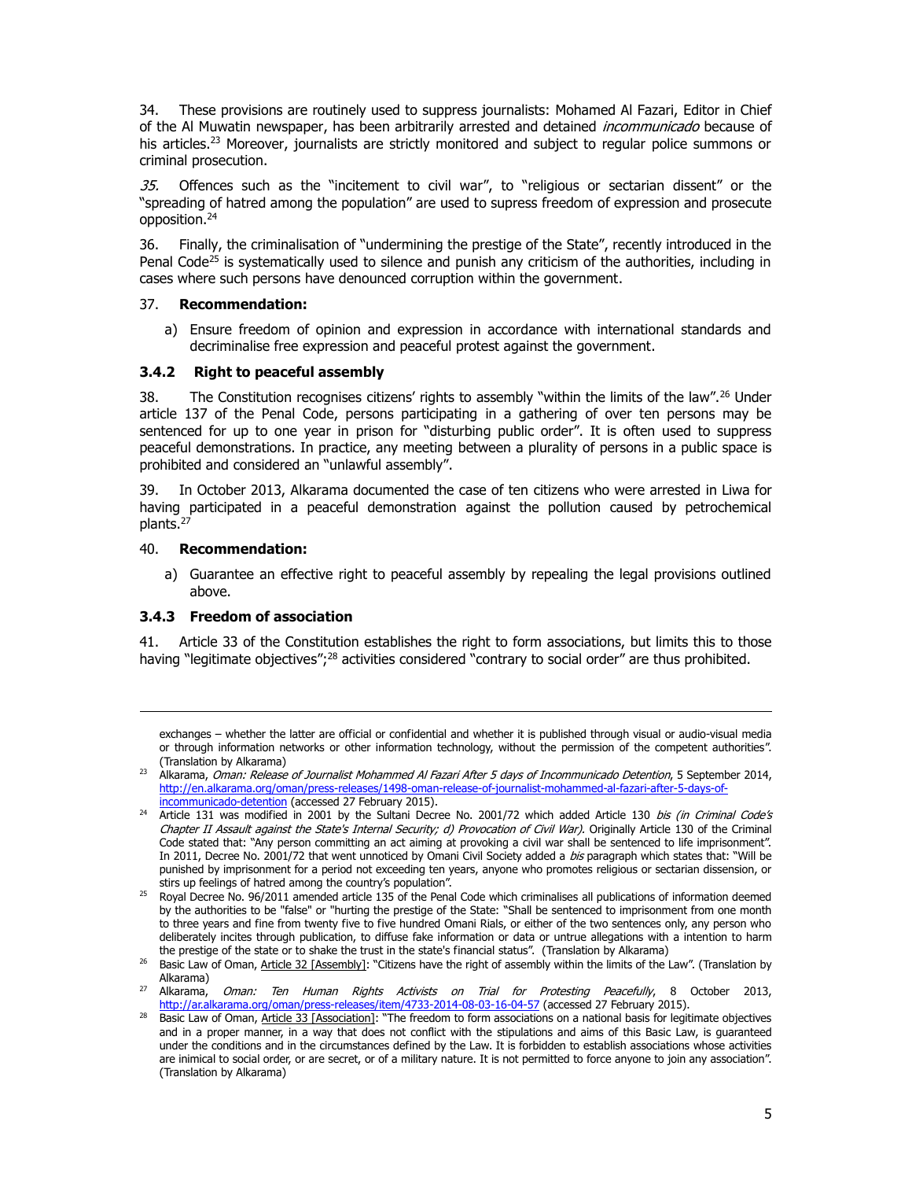34. These provisions are routinely used to suppress journalists: Mohamed Al Fazari, Editor in Chief of the Al Muwatin newspaper, has been arbitrarily arrested and detained *incommunicado* because of his articles.[23] Moreover, journalists are strictly monitored and subject to regular police summons or criminal prosecution.

*35.* Offences such as the "incitement to civil war", to "religious or sectarian dissent" or the "spreading of hatred among the population" are used to supress freedom of expression and prosecute opposition.[24]

36. Finally, the criminalisation of "undermining the prestige of the State", recently introduced in the Penal Code[25] is systematically used to silence and punish any criticism of the authorities, including in cases where such persons have denounced corruption within the government.

37. **Recommendation:**

a) Ensure freedom of opinion and expression in accordance with international standards and decriminalise free expression and peaceful protest against the government.

### 3.4.2 Right to peaceful assembly

38. The Constitution recognises citizens' rights to assembly "within the limits of the law".[26] Under article 137 of the Penal Code, persons participating in a gathering of over ten persons may be sentenced for up to one year in prison for "disturbing public order". It is often used to suppress peaceful demonstrations. In practice, any meeting between a plurality of persons in a public space is prohibited and considered an "unlawful assembly".

39. In October 2013, Alkarama documented the case of ten citizens who were arrested in Liwa for having participated in a peaceful demonstration against the pollution caused by petrochemical plants.[27]

40. **Recommendation:**

a) Guarantee an effective right to peaceful assembly by repealing the legal provisions outlined above.

### 3.4.3 Freedom of association

41. Article 33 of the Constitution establishes the right to form associations, but limits this to those having "legitimate objectives";[28] activities considered "contrary to social order" are thus prohibited.

---

exchanges – whether the latter are official or confidential and whether it is published through visual or audio-visual media or through information networks or other information technology, without the permission of the competent authorities". (Translation by Alkarama)

[23] Alkarama, *Oman: Release of Journalist Mohammed Al Fazari After 5 days of Incommunicado Detention*, 5 September 2014, http://en.alkarama.org/oman/press-releases/1498-oman-release-of-journalist-mohammed-al-fazari-after-5-days-of-incommunicado-detention (accessed 27 February 2015).

[24] Article 131 was modified in 2001 by the Sultani Decree No. 2001/72 which added Article 130 *bis (in Criminal Code's Chapter II Assault against the State's Internal Security; d) Provocation of Civil War).* Originally Article 130 of the Criminal Code stated that: "Any person committing an act aiming at provoking a civil war shall be sentenced to life imprisonment". In 2011, Decree No. 2001/72 that went unnoticed by Omani Civil Society added a *bis* paragraph which states that: "Will be punished by imprisonment for a period not exceeding ten years, anyone who promotes religious or sectarian dissension, or stirs up feelings of hatred among the country's population".

[25] Royal Decree No. 96/2011 amended article 135 of the Penal Code which criminalises all publications of information deemed by the authorities to be "false" or "hurting the prestige of the State: "Shall be sentenced to imprisonment from one month to three years and fine from twenty five to five hundred Omani Rials, or either of the two sentences only, any person who deliberately incites through publication, to diffuse fake information or data or untrue allegations with a intention to harm the prestige of the state or to shake the trust in the state's financial status". (Translation by Alkarama)

[26] Basic Law of Oman, Article 32 [Assembly]: "Citizens have the right of assembly within the limits of the Law". (Translation by Alkarama)

[27] Alkarama, *Oman: Ten Human Rights Activists on Trial for Protesting Peacefully*, 8 October 2013, http://ar.alkarama.org/oman/press-releases/item/4733-2014-08-03-16-04-57 (accessed 27 February 2015).

[28] Basic Law of Oman, Article 33 [Association]: "The freedom to form associations on a national basis for legitimate objectives and in a proper manner, in a way that does not conflict with the stipulations and aims of this Basic Law, is guaranteed under the conditions and in the circumstances defined by the Law. It is forbidden to establish associations whose activities are inimical to social order, or are secret, or of a military nature. It is not permitted to force anyone to join any association". (Translation by Alkarama)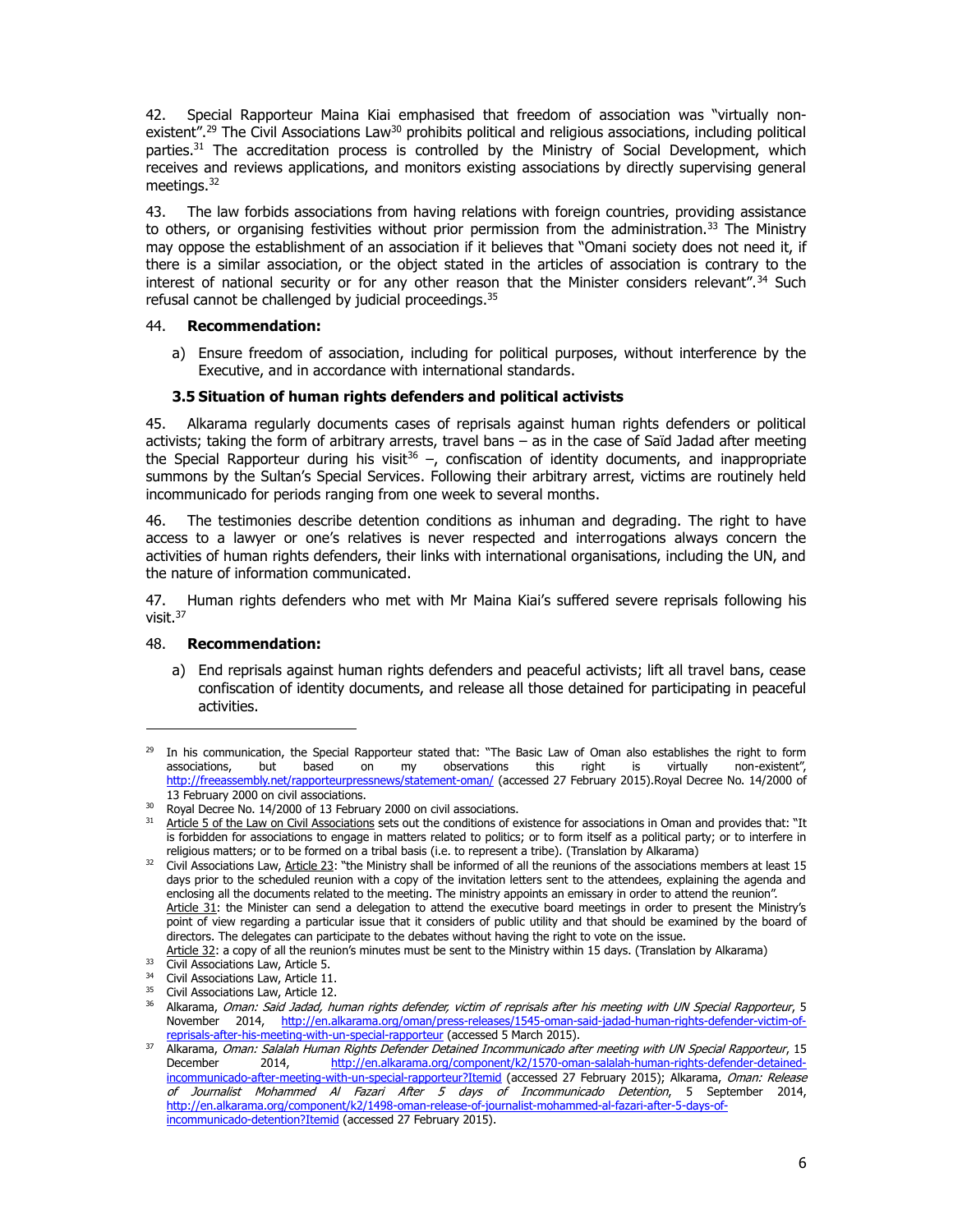42. Special Rapporteur Maina Kiai emphasised that freedom of association was "virtually non-existent".[29] The Civil Associations Law[30] prohibits political and religious associations, including political parties.[31] The accreditation process is controlled by the Ministry of Social Development, which receives and reviews applications, and monitors existing associations by directly supervising general meetings.[32]

43. The law forbids associations from having relations with foreign countries, providing assistance to others, or organising festivities without prior permission from the administration.[33] The Ministry may oppose the establishment of an association if it believes that "Omani society does not need it, if there is a similar association, or the object stated in the articles of association is contrary to the interest of national security or for any other reason that the Minister considers relevant".[34] Such refusal cannot be challenged by judicial proceedings.[35]

44. **Recommendation:**

a) Ensure freedom of association, including for political purposes, without interference by the Executive, and in accordance with international standards.

### 3.5 Situation of human rights defenders and political activists

45. Alkarama regularly documents cases of reprisals against human rights defenders or political activists; taking the form of arbitrary arrests, travel bans – as in the case of Saïd Jadad after meeting the Special Rapporteur during his visit[36] –, confiscation of identity documents, and inappropriate summons by the Sultan's Special Services. Following their arbitrary arrest, victims are routinely held incommunicado for periods ranging from one week to several months.

46. The testimonies describe detention conditions as inhuman and degrading. The right to have access to a lawyer or one's relatives is never respected and interrogations always concern the activities of human rights defenders, their links with international organisations, including the UN, and the nature of information communicated.

47. Human rights defenders who met with Mr Maina Kiai's suffered severe reprisals following his visit.[37]

48. **Recommendation:**

a) End reprisals against human rights defenders and peaceful activists; lift all travel bans, cease confiscation of identity documents, and release all those detained for participating in peaceful activities.

---

[29] In his communication, the Special Rapporteur stated that: "The Basic Law of Oman also establishes the right to form associations, but based on my observations this right is virtually non-existent", http://freeassembly.net/rapporteurpressnews/statement-oman/ (accessed 27 February 2015).Royal Decree No. 14/2000 of 13 February 2000 on civil associations.

[30] Royal Decree No. 14/2000 of 13 February 2000 on civil associations.

[31] Article 5 of the Law on Civil Associations sets out the conditions of existence for associations in Oman and provides that: "It is forbidden for associations to engage in matters related to politics; or to form itself as a political party; or to interfere in religious matters; or to be formed on a tribal basis (i.e. to represent a tribe). (Translation by Alkarama)

[32] Civil Associations Law, Article 23: "the Ministry shall be informed of all the reunions of the associations members at least 15 days prior to the scheduled reunion with a copy of the invitation letters sent to the attendees, explaining the agenda and enclosing all the documents related to the meeting. The ministry appoints an emissary in order to attend the reunion". Article 31: the Minister can send a delegation to attend the executive board meetings in order to present the Ministry's point of view regarding a particular issue that it considers of public utility and that should be examined by the board of directors. The delegates can participate to the debates without having the right to vote on the issue. Article 32: a copy of all the reunion's minutes must be sent to the Ministry within 15 days. (Translation by Alkarama)

[33] Civil Associations Law, Article 5.

[34] Civil Associations Law, Article 11.

[35] Civil Associations Law, Article 12.

[36] Alkarama, *Oman: Said Jadad, human rights defender, victim of reprisals after his meeting with UN Special Rapporteur*, 5 November 2014, http://en.alkarama.org/oman/press-releases/1545-oman-said-jadad-human-rights-defender-victim-of-reprisals-after-his-meeting-with-un-special-rapporteur (accessed 5 March 2015).

[37] Alkarama, *Oman: Salalah Human Rights Defender Detained Incommunicado after meeting with UN Special Rapporteur*, 15 December 2014, http://en.alkarama.org/component/k2/1570-oman-salalah-human-rights-defender-detained-incommunicado-after-meeting-with-un-special-rapporteur?Itemid (accessed 27 February 2015); Alkarama, *Oman: Release of Journalist Mohammed Al Fazari After 5 days of Incommunicado Detention*, 5 September 2014, http://en.alkarama.org/component/k2/1498-oman-release-of-journalist-mohammed-al-fazari-after-5-days-of-incommunicado-detention?Itemid (accessed 27 February 2015).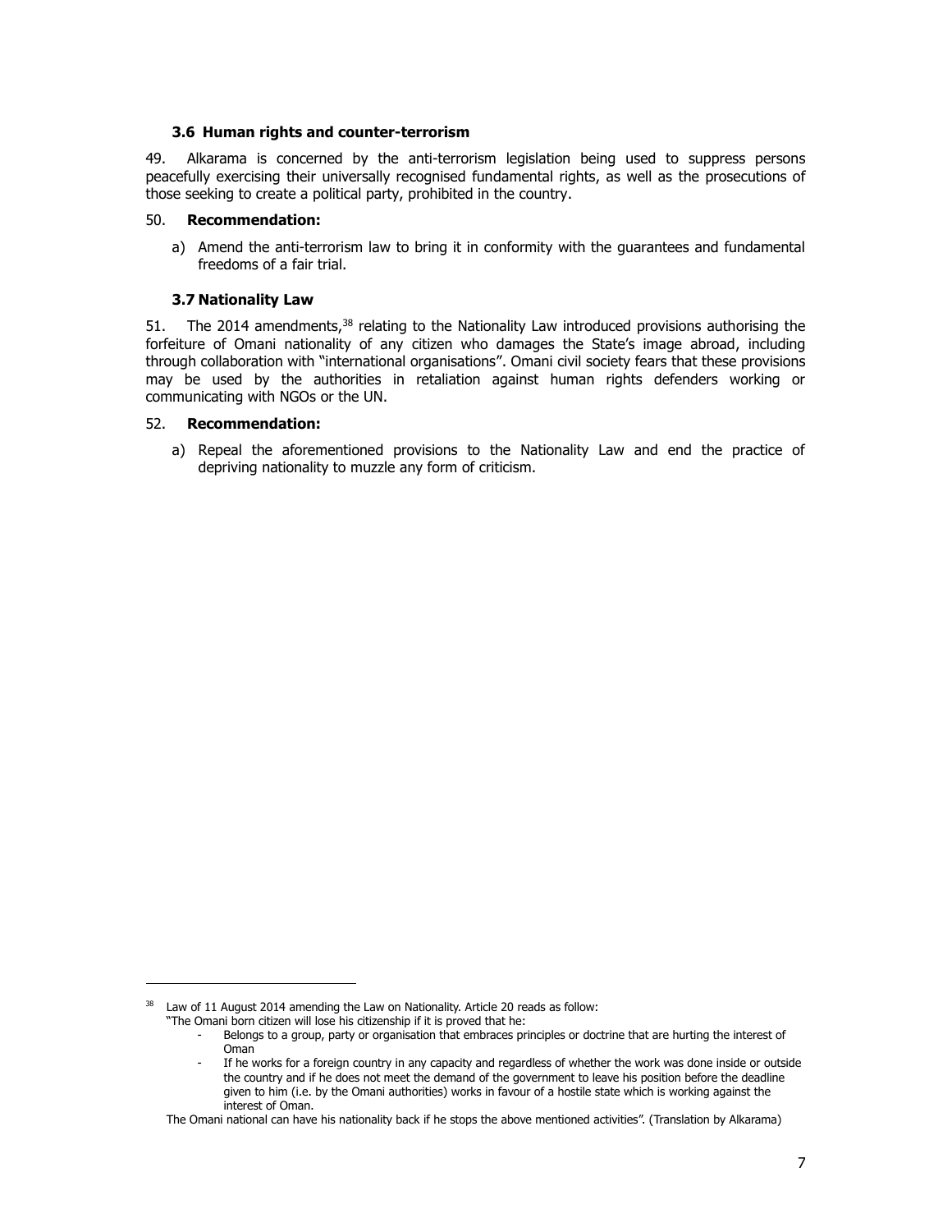### 3.6 Human rights and counter-terrorism

49. Alkarama is concerned by the anti-terrorism legislation being used to suppress persons peacefully exercising their universally recognised fundamental rights, as well as the prosecutions of those seeking to create a political party, prohibited in the country.

50. **Recommendation:**

a) Amend the anti-terrorism law to bring it in conformity with the guarantees and fundamental freedoms of a fair trial.

### 3.7 Nationality Law

51. The 2014 amendments,[38] relating to the Nationality Law introduced provisions authorising the forfeiture of Omani nationality of any citizen who damages the State's image abroad, including through collaboration with "international organisations". Omani civil society fears that these provisions may be used by the authorities in retaliation against human rights defenders working or communicating with NGOs or the UN.

52. **Recommendation:**

a) Repeal the aforementioned provisions to the Nationality Law and end the practice of depriving nationality to muzzle any form of criticism.

---

[38] Law of 11 August 2014 amending the Law on Nationality. Article 20 reads as follow:
"The Omani born citizen will lose his citizenship if it is proved that he:

- Belongs to a group, party or organisation that embraces principles or doctrine that are hurting the interest of Oman
- If he works for a foreign country in any capacity and regardless of whether the work was done inside or outside the country and if he does not meet the demand of the government to leave his position before the deadline given to him (i.e. by the Omani authorities) works in favour of a hostile state which is working against the interest of Oman.

The Omani national can have his nationality back if he stops the above mentioned activities". (Translation by Alkarama)